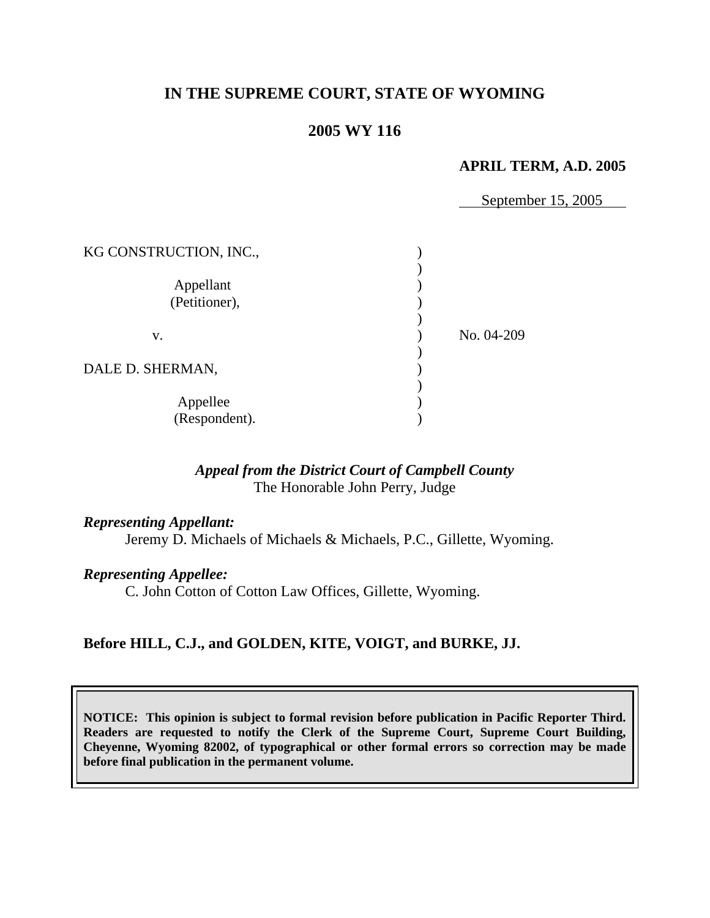# IN THE SUPREME COURT, STATE OF WYOMING

## 2005 WY 116

**APRIL TERM, A.D. 2005**

September 15, 2005

| | | |
|---|---|---|
| KG CONSTRUCTION, INC., | ) | |
| Appellant (Petitioner), | ) | |
| v. | ) | No. 04-209 |
| DALE D. SHERMAN, | ) | |
| Appellee (Respondent). | ) | |

*Appeal from the District Court of Campbell County*
The Honorable John Perry, Judge

***Representing Appellant:***
Jeremy D. Michaels of Michaels & Michaels, P.C., Gillette, Wyoming.

***Representing Appellee:***
C. John Cotton of Cotton Law Offices, Gillette, Wyoming.

**Before HILL, C.J., and GOLDEN, KITE, VOIGT, and BURKE, JJ.**

**NOTICE: This opinion is subject to formal revision before publication in Pacific Reporter Third. Readers are requested to notify the Clerk of the Supreme Court, Supreme Court Building, Cheyenne, Wyoming 82002, of typographical or other formal errors so correction may be made before final publication in the permanent volume.**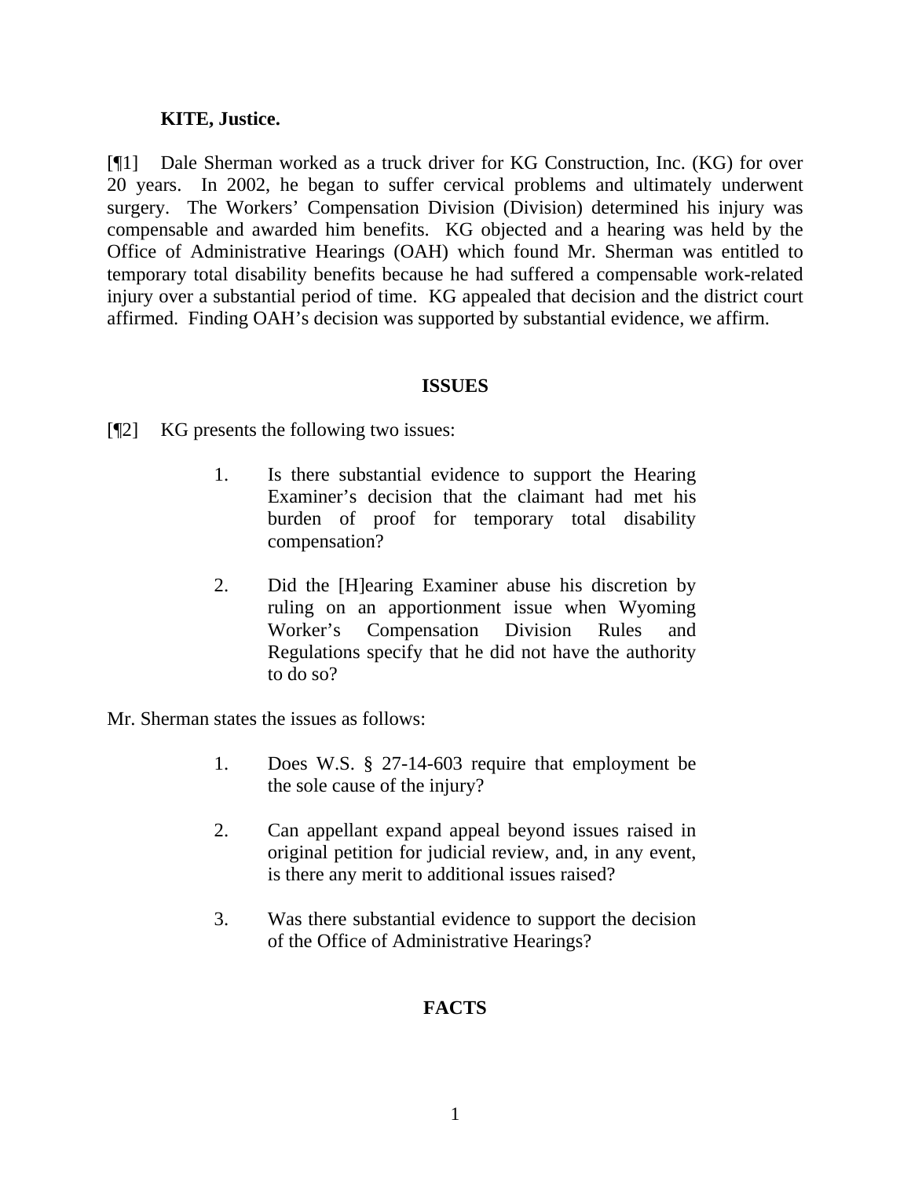**KITE, Justice.**

[¶1] Dale Sherman worked as a truck driver for KG Construction, Inc. (KG) for over 20 years. In 2002, he began to suffer cervical problems and ultimately underwent surgery. The Workers' Compensation Division (Division) determined his injury was compensable and awarded him benefits. KG objected and a hearing was held by the Office of Administrative Hearings (OAH) which found Mr. Sherman was entitled to temporary total disability benefits because he had suffered a compensable work-related injury over a substantial period of time. KG appealed that decision and the district court affirmed. Finding OAH's decision was supported by substantial evidence, we affirm.

## ISSUES

[¶2] KG presents the following two issues:

> 1. Is there substantial evidence to support the Hearing Examiner's decision that the claimant had met his burden of proof for temporary total disability compensation?
>
> 2. Did the [H]earing Examiner abuse his discretion by ruling on an apportionment issue when Wyoming Worker's Compensation Division Rules and Regulations specify that he did not have the authority to do so?

Mr. Sherman states the issues as follows:

> 1. Does W.S. § 27-14-603 require that employment be the sole cause of the injury?
>
> 2. Can appellant expand appeal beyond issues raised in original petition for judicial review, and, in any event, is there any merit to additional issues raised?
>
> 3. Was there substantial evidence to support the decision of the Office of Administrative Hearings?

## FACTS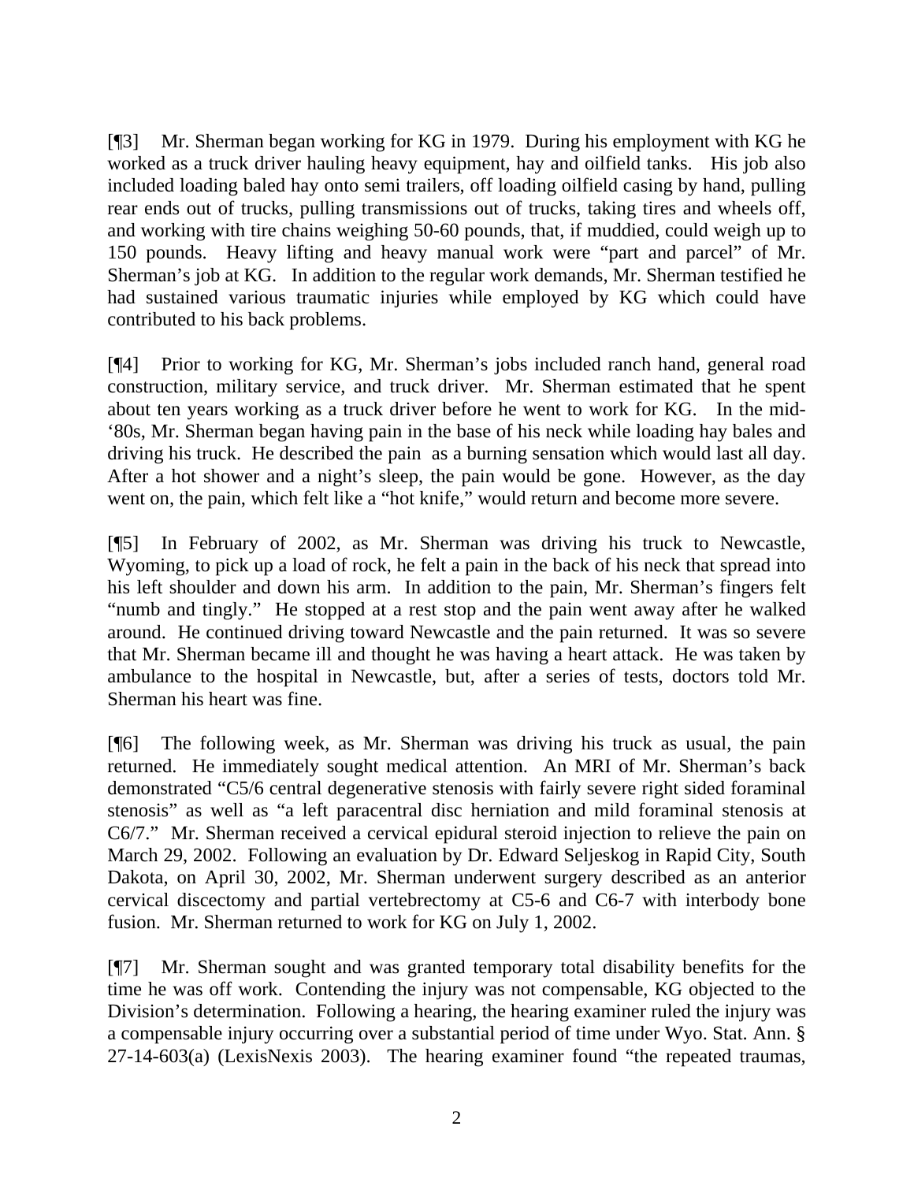[¶3] Mr. Sherman began working for KG in 1979. During his employment with KG he worked as a truck driver hauling heavy equipment, hay and oilfield tanks. His job also included loading baled hay onto semi trailers, off loading oilfield casing by hand, pulling rear ends out of trucks, pulling transmissions out of trucks, taking tires and wheels off, and working with tire chains weighing 50-60 pounds, that, if muddied, could weigh up to 150 pounds. Heavy lifting and heavy manual work were "part and parcel" of Mr. Sherman's job at KG. In addition to the regular work demands, Mr. Sherman testified he had sustained various traumatic injuries while employed by KG which could have contributed to his back problems.

[¶4] Prior to working for KG, Mr. Sherman's jobs included ranch hand, general road construction, military service, and truck driver. Mr. Sherman estimated that he spent about ten years working as a truck driver before he went to work for KG. In the mid-'80s, Mr. Sherman began having pain in the base of his neck while loading hay bales and driving his truck. He described the pain as a burning sensation which would last all day. After a hot shower and a night's sleep, the pain would be gone. However, as the day went on, the pain, which felt like a "hot knife," would return and become more severe.

[¶5] In February of 2002, as Mr. Sherman was driving his truck to Newcastle, Wyoming, to pick up a load of rock, he felt a pain in the back of his neck that spread into his left shoulder and down his arm. In addition to the pain, Mr. Sherman's fingers felt "numb and tingly." He stopped at a rest stop and the pain went away after he walked around. He continued driving toward Newcastle and the pain returned. It was so severe that Mr. Sherman became ill and thought he was having a heart attack. He was taken by ambulance to the hospital in Newcastle, but, after a series of tests, doctors told Mr. Sherman his heart was fine.

[¶6] The following week, as Mr. Sherman was driving his truck as usual, the pain returned. He immediately sought medical attention. An MRI of Mr. Sherman's back demonstrated "C5/6 central degenerative stenosis with fairly severe right sided foraminal stenosis" as well as "a left paracentral disc herniation and mild foraminal stenosis at C6/7." Mr. Sherman received a cervical epidural steroid injection to relieve the pain on March 29, 2002. Following an evaluation by Dr. Edward Seljeskog in Rapid City, South Dakota, on April 30, 2002, Mr. Sherman underwent surgery described as an anterior cervical discectomy and partial vertebrectomy at C5-6 and C6-7 with interbody bone fusion. Mr. Sherman returned to work for KG on July 1, 2002.

[¶7] Mr. Sherman sought and was granted temporary total disability benefits for the time he was off work. Contending the injury was not compensable, KG objected to the Division's determination. Following a hearing, the hearing examiner ruled the injury was a compensable injury occurring over a substantial period of time under Wyo. Stat. Ann. § 27-14-603(a) (LexisNexis 2003). The hearing examiner found "the repeated traumas,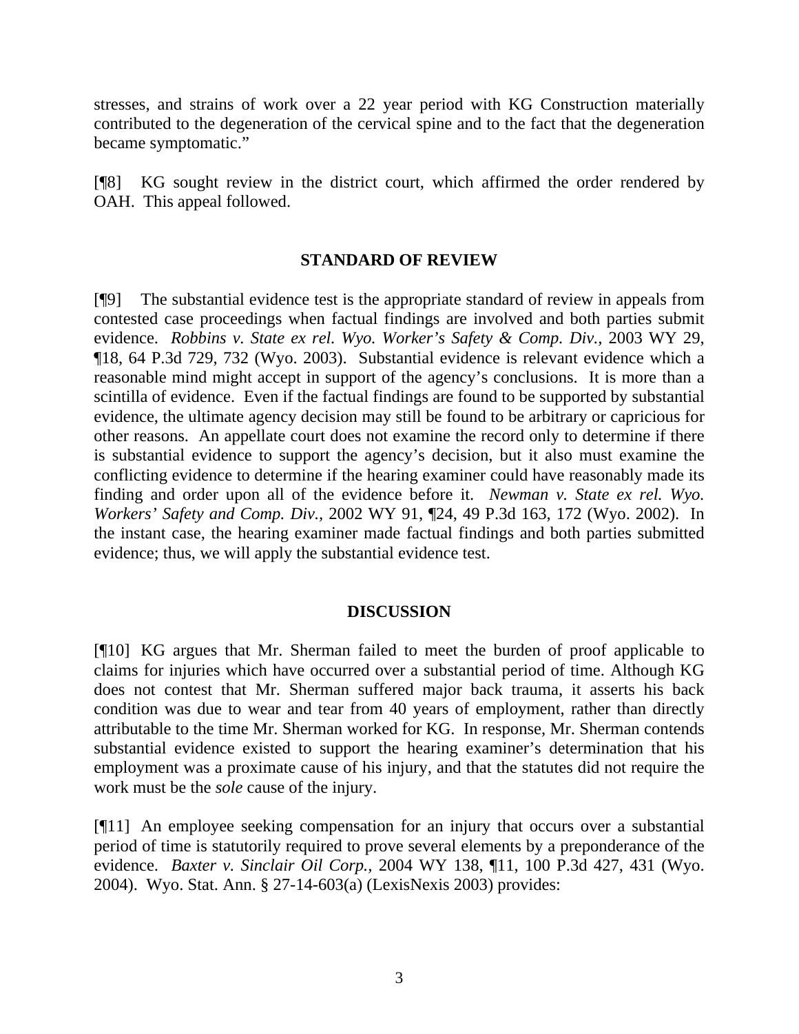stresses, and strains of work over a 22 year period with KG Construction materially contributed to the degeneration of the cervical spine and to the fact that the degeneration became symptomatic."

[¶8] KG sought review in the district court, which affirmed the order rendered by OAH. This appeal followed.

## STANDARD OF REVIEW

[¶9] The substantial evidence test is the appropriate standard of review in appeals from contested case proceedings when factual findings are involved and both parties submit evidence. *Robbins v. State ex rel. Wyo. Worker's Safety & Comp. Div.,* 2003 WY 29, ¶18, 64 P.3d 729, 732 (Wyo. 2003). Substantial evidence is relevant evidence which a reasonable mind might accept in support of the agency's conclusions. It is more than a scintilla of evidence. Even if the factual findings are found to be supported by substantial evidence, the ultimate agency decision may still be found to be arbitrary or capricious for other reasons. An appellate court does not examine the record only to determine if there is substantial evidence to support the agency's decision, but it also must examine the conflicting evidence to determine if the hearing examiner could have reasonably made its finding and order upon all of the evidence before it. *Newman v. State ex rel. Wyo. Workers' Safety and Comp. Div.*, 2002 WY 91, ¶24, 49 P.3d 163, 172 (Wyo. 2002). In the instant case, the hearing examiner made factual findings and both parties submitted evidence; thus, we will apply the substantial evidence test.

## DISCUSSION

[¶10] KG argues that Mr. Sherman failed to meet the burden of proof applicable to claims for injuries which have occurred over a substantial period of time. Although KG does not contest that Mr. Sherman suffered major back trauma, it asserts his back condition was due to wear and tear from 40 years of employment, rather than directly attributable to the time Mr. Sherman worked for KG. In response, Mr. Sherman contends substantial evidence existed to support the hearing examiner's determination that his employment was a proximate cause of his injury, and that the statutes did not require the work must be the *sole* cause of the injury.

[¶11] An employee seeking compensation for an injury that occurs over a substantial period of time is statutorily required to prove several elements by a preponderance of the evidence. *Baxter v. Sinclair Oil Corp.,* 2004 WY 138, ¶11, 100 P.3d 427, 431 (Wyo. 2004). Wyo. Stat. Ann. § 27-14-603(a) (LexisNexis 2003) provides: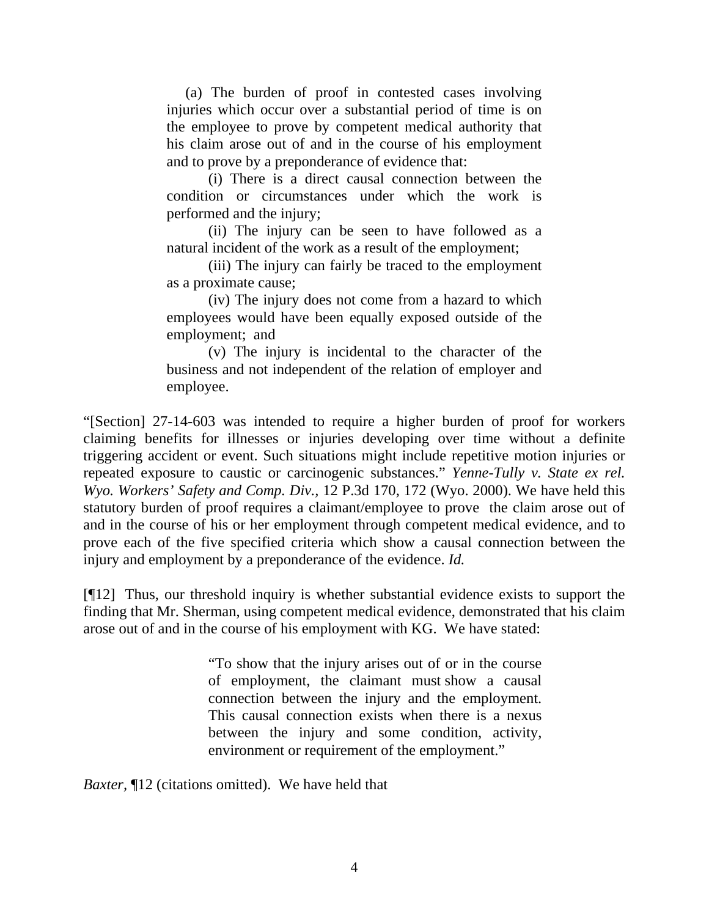> (a) The burden of proof in contested cases involving injuries which occur over a substantial period of time is on the employee to prove by competent medical authority that his claim arose out of and in the course of his employment and to prove by a preponderance of evidence that:
>
> (i) There is a direct causal connection between the condition or circumstances under which the work is performed and the injury;
>
> (ii) The injury can be seen to have followed as a natural incident of the work as a result of the employment;
>
> (iii) The injury can fairly be traced to the employment as a proximate cause;
>
> (iv) The injury does not come from a hazard to which employees would have been equally exposed outside of the employment; and
>
> (v) The injury is incidental to the character of the business and not independent of the relation of employer and employee.

"[Section] 27-14-603 was intended to require a higher burden of proof for workers claiming benefits for illnesses or injuries developing over time without a definite triggering accident or event. Such situations might include repetitive motion injuries or repeated exposure to caustic or carcinogenic substances." *Yenne-Tully v. State ex rel. Wyo. Workers' Safety and Comp. Div.*, 12 P.3d 170, 172 (Wyo. 2000). We have held this statutory burden of proof requires a claimant/employee to prove the claim arose out of and in the course of his or her employment through competent medical evidence, and to prove each of the five specified criteria which show a causal connection between the injury and employment by a preponderance of the evidence. *Id.*

[¶12] Thus, our threshold inquiry is whether substantial evidence exists to support the finding that Mr. Sherman, using competent medical evidence, demonstrated that his claim arose out of and in the course of his employment with KG. We have stated:

> "To show that the injury arises out of or in the course of employment, the claimant must show a causal connection between the injury and the employment. This causal connection exists when there is a nexus between the injury and some condition, activity, environment or requirement of the employment."

*Baxter*, ¶12 (citations omitted). We have held that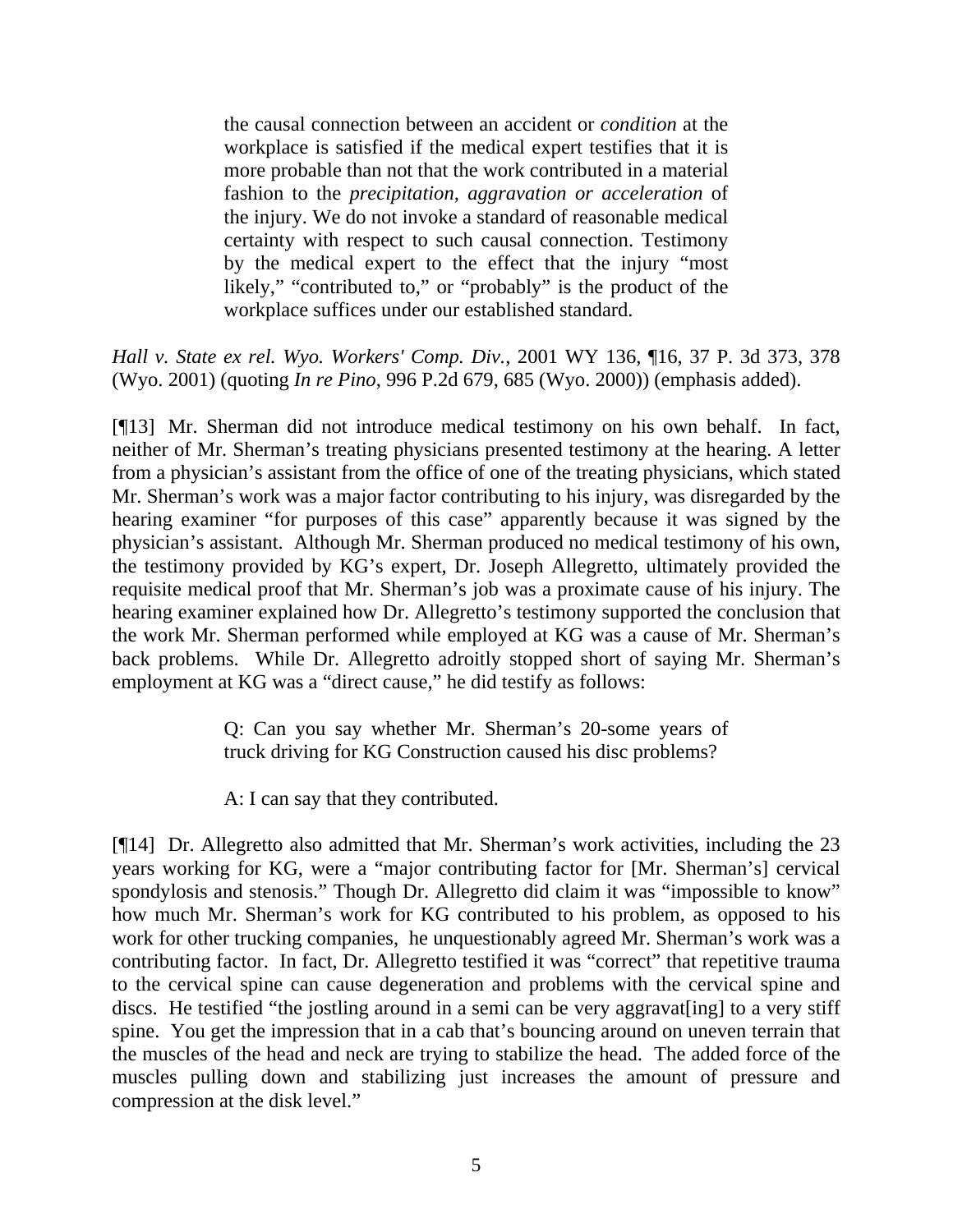> the causal connection between an accident or *condition* at the workplace is satisfied if the medical expert testifies that it is more probable than not that the work contributed in a material fashion to the *precipitation, aggravation or acceleration* of the injury. We do not invoke a standard of reasonable medical certainty with respect to such causal connection. Testimony by the medical expert to the effect that the injury "most likely," "contributed to," or "probably" is the product of the workplace suffices under our established standard.

*Hall v. State ex rel. Wyo. Workers' Comp. Div.*, 2001 WY 136, ¶16, 37 P. 3d 373, 378 (Wyo. 2001) (quoting *In re Pino*, 996 P.2d 679, 685 (Wyo. 2000)) (emphasis added).

[¶13] Mr. Sherman did not introduce medical testimony on his own behalf. In fact, neither of Mr. Sherman's treating physicians presented testimony at the hearing. A letter from a physician's assistant from the office of one of the treating physicians, which stated Mr. Sherman's work was a major factor contributing to his injury, was disregarded by the hearing examiner "for purposes of this case" apparently because it was signed by the physician's assistant. Although Mr. Sherman produced no medical testimony of his own, the testimony provided by KG's expert, Dr. Joseph Allegretto, ultimately provided the requisite medical proof that Mr. Sherman's job was a proximate cause of his injury. The hearing examiner explained how Dr. Allegretto's testimony supported the conclusion that the work Mr. Sherman performed while employed at KG was a cause of Mr. Sherman's back problems. While Dr. Allegretto adroitly stopped short of saying Mr. Sherman's employment at KG was a "direct cause," he did testify as follows:

> Q: Can you say whether Mr. Sherman's 20-some years of truck driving for KG Construction caused his disc problems?
>
> A: I can say that they contributed.

[¶14] Dr. Allegretto also admitted that Mr. Sherman's work activities, including the 23 years working for KG, were a "major contributing factor for [Mr. Sherman's] cervical spondylosis and stenosis." Though Dr. Allegretto did claim it was "impossible to know" how much Mr. Sherman's work for KG contributed to his problem, as opposed to his work for other trucking companies, he unquestionably agreed Mr. Sherman's work was a contributing factor. In fact, Dr. Allegretto testified it was "correct" that repetitive trauma to the cervical spine can cause degeneration and problems with the cervical spine and discs. He testified "the jostling around in a semi can be very aggravat[ing] to a very stiff spine. You get the impression that in a cab that's bouncing around on uneven terrain that the muscles of the head and neck are trying to stabilize the head. The added force of the muscles pulling down and stabilizing just increases the amount of pressure and compression at the disk level."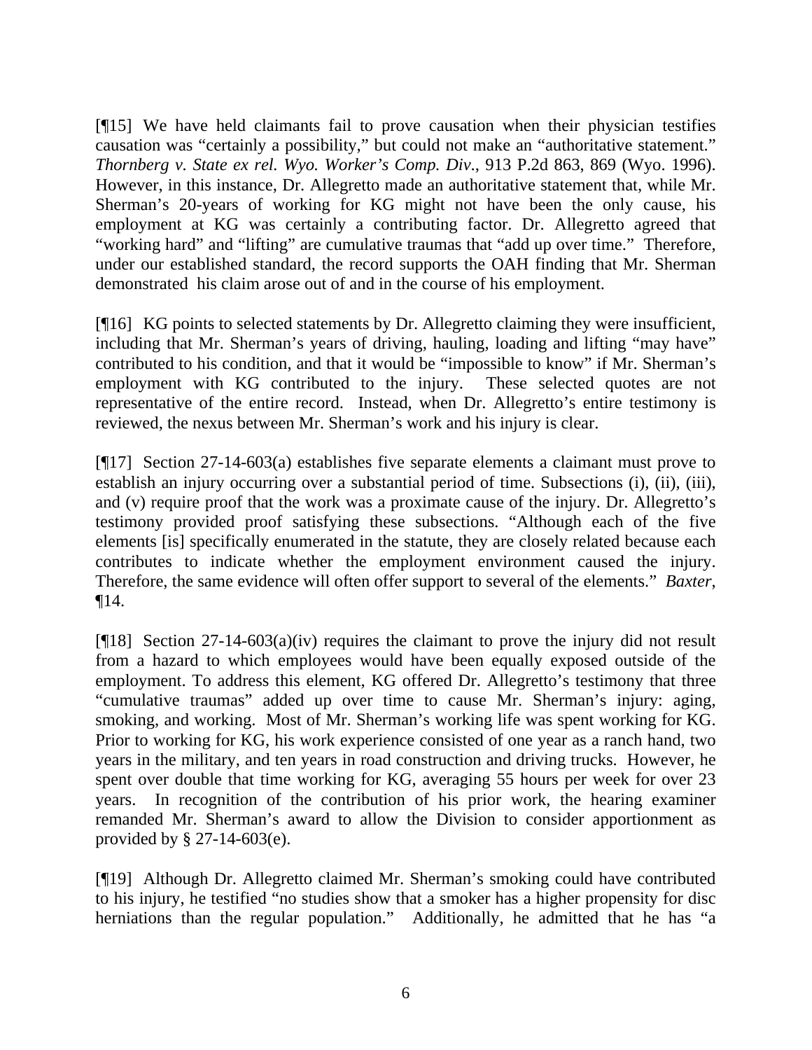[¶15] We have held claimants fail to prove causation when their physician testifies causation was "certainly a possibility," but could not make an "authoritative statement." *Thornberg v. State ex rel. Wyo. Worker's Comp. Div.*, 913 P.2d 863, 869 (Wyo. 1996). However, in this instance, Dr. Allegretto made an authoritative statement that, while Mr. Sherman's 20-years of working for KG might not have been the only cause, his employment at KG was certainly a contributing factor. Dr. Allegretto agreed that "working hard" and "lifting" are cumulative traumas that "add up over time." Therefore, under our established standard, the record supports the OAH finding that Mr. Sherman demonstrated his claim arose out of and in the course of his employment.

[¶16] KG points to selected statements by Dr. Allegretto claiming they were insufficient, including that Mr. Sherman's years of driving, hauling, loading and lifting "may have" contributed to his condition, and that it would be "impossible to know" if Mr. Sherman's employment with KG contributed to the injury. These selected quotes are not representative of the entire record. Instead, when Dr. Allegretto's entire testimony is reviewed, the nexus between Mr. Sherman's work and his injury is clear.

[¶17] Section 27-14-603(a) establishes five separate elements a claimant must prove to establish an injury occurring over a substantial period of time. Subsections (i), (ii), (iii), and (v) require proof that the work was a proximate cause of the injury. Dr. Allegretto's testimony provided proof satisfying these subsections. "Although each of the five elements [is] specifically enumerated in the statute, they are closely related because each contributes to indicate whether the employment environment caused the injury. Therefore, the same evidence will often offer support to several of the elements." *Baxter*, ¶14.

[¶18] Section 27-14-603(a)(iv) requires the claimant to prove the injury did not result from a hazard to which employees would have been equally exposed outside of the employment. To address this element, KG offered Dr. Allegretto's testimony that three "cumulative traumas" added up over time to cause Mr. Sherman's injury: aging, smoking, and working. Most of Mr. Sherman's working life was spent working for KG. Prior to working for KG, his work experience consisted of one year as a ranch hand, two years in the military, and ten years in road construction and driving trucks. However, he spent over double that time working for KG, averaging 55 hours per week for over 23 years. In recognition of the contribution of his prior work, the hearing examiner remanded Mr. Sherman's award to allow the Division to consider apportionment as provided by § 27-14-603(e).

[¶19] Although Dr. Allegretto claimed Mr. Sherman's smoking could have contributed to his injury, he testified "no studies show that a smoker has a higher propensity for disc herniations than the regular population." Additionally, he admitted that he has "a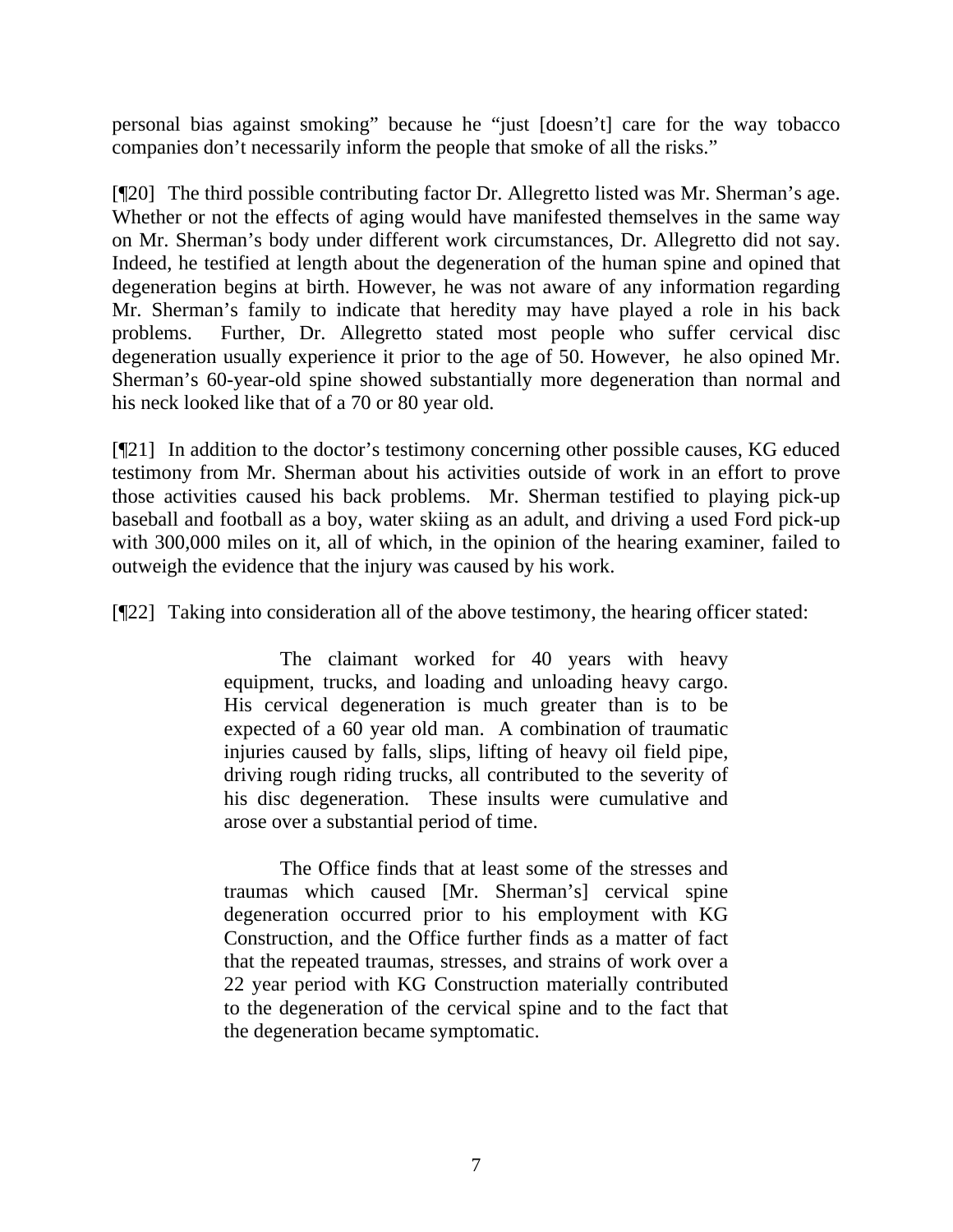personal bias against smoking" because he "just [doesn't] care for the way tobacco companies don't necessarily inform the people that smoke of all the risks."

[¶20] The third possible contributing factor Dr. Allegretto listed was Mr. Sherman's age. Whether or not the effects of aging would have manifested themselves in the same way on Mr. Sherman's body under different work circumstances, Dr. Allegretto did not say. Indeed, he testified at length about the degeneration of the human spine and opined that degeneration begins at birth. However, he was not aware of any information regarding Mr. Sherman's family to indicate that heredity may have played a role in his back problems. Further, Dr. Allegretto stated most people who suffer cervical disc degeneration usually experience it prior to the age of 50. However, he also opined Mr. Sherman's 60-year-old spine showed substantially more degeneration than normal and his neck looked like that of a 70 or 80 year old.

[¶21] In addition to the doctor's testimony concerning other possible causes, KG educed testimony from Mr. Sherman about his activities outside of work in an effort to prove those activities caused his back problems. Mr. Sherman testified to playing pick-up baseball and football as a boy, water skiing as an adult, and driving a used Ford pick-up with 300,000 miles on it, all of which, in the opinion of the hearing examiner, failed to outweigh the evidence that the injury was caused by his work.

[¶22] Taking into consideration all of the above testimony, the hearing officer stated:

> The claimant worked for 40 years with heavy equipment, trucks, and loading and unloading heavy cargo. His cervical degeneration is much greater than is to be expected of a 60 year old man. A combination of traumatic injuries caused by falls, slips, lifting of heavy oil field pipe, driving rough riding trucks, all contributed to the severity of his disc degeneration. These insults were cumulative and arose over a substantial period of time.
>
> The Office finds that at least some of the stresses and traumas which caused [Mr. Sherman's] cervical spine degeneration occurred prior to his employment with KG Construction, and the Office further finds as a matter of fact that the repeated traumas, stresses, and strains of work over a 22 year period with KG Construction materially contributed to the degeneration of the cervical spine and to the fact that the degeneration became symptomatic.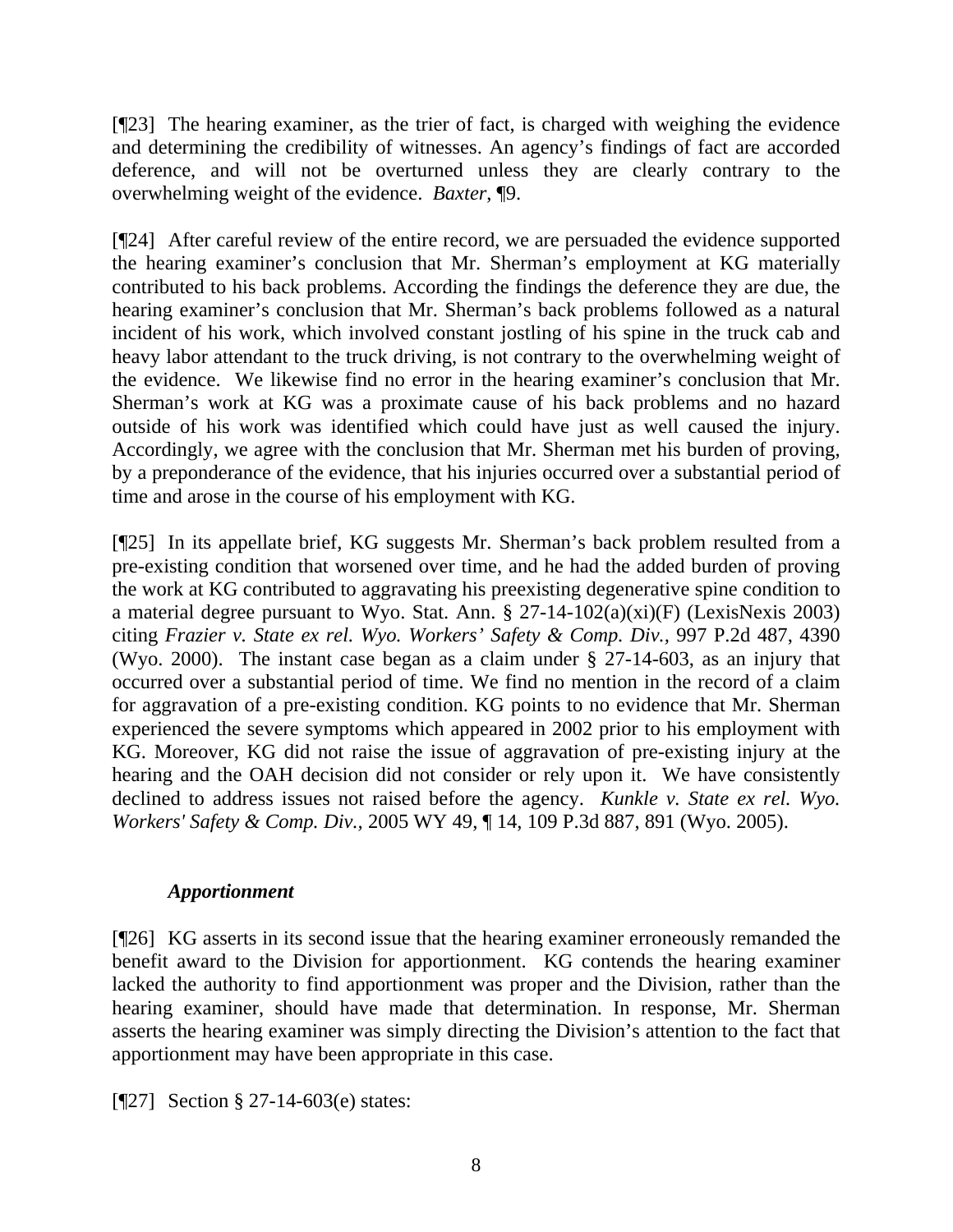[¶23] The hearing examiner, as the trier of fact, is charged with weighing the evidence and determining the credibility of witnesses. An agency's findings of fact are accorded deference, and will not be overturned unless they are clearly contrary to the overwhelming weight of the evidence. *Baxter*, ¶9.

[¶24] After careful review of the entire record, we are persuaded the evidence supported the hearing examiner's conclusion that Mr. Sherman's employment at KG materially contributed to his back problems. According the findings the deference they are due, the hearing examiner's conclusion that Mr. Sherman's back problems followed as a natural incident of his work, which involved constant jostling of his spine in the truck cab and heavy labor attendant to the truck driving, is not contrary to the overwhelming weight of the evidence. We likewise find no error in the hearing examiner's conclusion that Mr. Sherman's work at KG was a proximate cause of his back problems and no hazard outside of his work was identified which could have just as well caused the injury. Accordingly, we agree with the conclusion that Mr. Sherman met his burden of proving, by a preponderance of the evidence, that his injuries occurred over a substantial period of time and arose in the course of his employment with KG.

[¶25] In its appellate brief, KG suggests Mr. Sherman's back problem resulted from a pre-existing condition that worsened over time, and he had the added burden of proving the work at KG contributed to aggravating his preexisting degenerative spine condition to a material degree pursuant to Wyo. Stat. Ann. § 27-14-102(a)(xi)(F) (LexisNexis 2003) citing *Frazier v. State ex rel. Wyo. Workers' Safety & Comp. Div.*, 997 P.2d 487, 4390 (Wyo. 2000). The instant case began as a claim under § 27-14-603, as an injury that occurred over a substantial period of time. We find no mention in the record of a claim for aggravation of a pre-existing condition. KG points to no evidence that Mr. Sherman experienced the severe symptoms which appeared in 2002 prior to his employment with KG. Moreover, KG did not raise the issue of aggravation of pre-existing injury at the hearing and the OAH decision did not consider or rely upon it. We have consistently declined to address issues not raised before the agency. *Kunkle v. State ex rel. Wyo. Workers' Safety & Comp. Div.*, 2005 WY 49, ¶ 14, 109 P.3d 887, 891 (Wyo. 2005).

### *Apportionment*

[¶26] KG asserts in its second issue that the hearing examiner erroneously remanded the benefit award to the Division for apportionment. KG contends the hearing examiner lacked the authority to find apportionment was proper and the Division, rather than the hearing examiner, should have made that determination. In response, Mr. Sherman asserts the hearing examiner was simply directing the Division's attention to the fact that apportionment may have been appropriate in this case.

[¶27] Section § 27-14-603(e) states: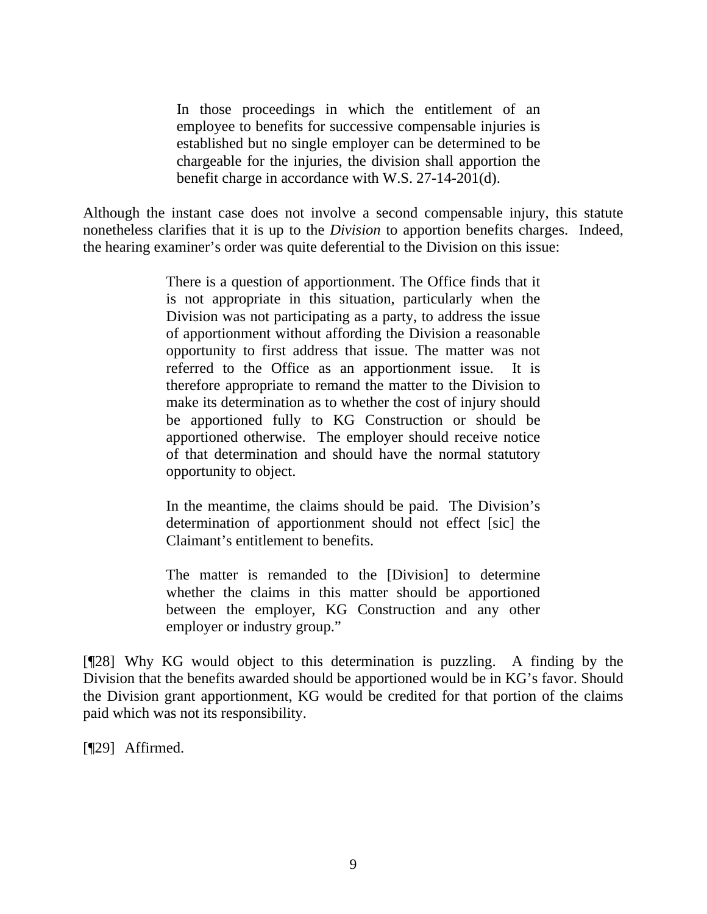> In those proceedings in which the entitlement of an employee to benefits for successive compensable injuries is established but no single employer can be determined to be chargeable for the injuries, the division shall apportion the benefit charge in accordance with W.S. 27-14-201(d).

Although the instant case does not involve a second compensable injury, this statute nonetheless clarifies that it is up to the *Division* to apportion benefits charges. Indeed, the hearing examiner's order was quite deferential to the Division on this issue:

> There is a question of apportionment. The Office finds that it is not appropriate in this situation, particularly when the Division was not participating as a party, to address the issue of apportionment without affording the Division a reasonable opportunity to first address that issue. The matter was not referred to the Office as an apportionment issue. It is therefore appropriate to remand the matter to the Division to make its determination as to whether the cost of injury should be apportioned fully to KG Construction or should be apportioned otherwise. The employer should receive notice of that determination and should have the normal statutory opportunity to object.
>
> In the meantime, the claims should be paid. The Division's determination of apportionment should not effect [sic] the Claimant's entitlement to benefits.
>
> The matter is remanded to the [Division] to determine whether the claims in this matter should be apportioned between the employer, KG Construction and any other employer or industry group."

[¶28] Why KG would object to this determination is puzzling. A finding by the Division that the benefits awarded should be apportioned would be in KG's favor. Should the Division grant apportionment, KG would be credited for that portion of the claims paid which was not its responsibility.

[¶29] Affirmed.